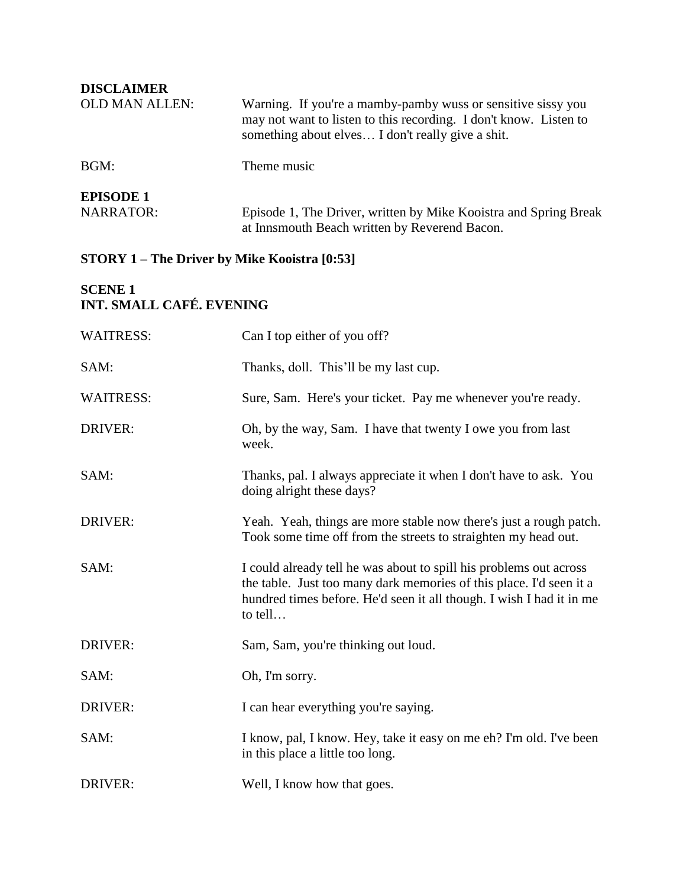**DISCLAIMER**

| | |
|---|---|
| OLD MAN ALLEN: | Warning. If you're a mamby-pamby wuss or sensitive sissy you may not want to listen to this recording. I don't know. Listen to something about elves… I don't really give a shit. |
| BGM: | Theme music |

**EPISODE 1**

| | |
|---|---|
| NARRATOR: | Episode 1, The Driver, written by Mike Kooistra and Spring Break at Innsmouth Beach written by Reverend Bacon. |

**STORY 1 – The Driver by Mike Kooistra [0:53]**

**SCENE 1**
**INT. SMALL CAFÉ. EVENING**

| | |
|---|---|
| WAITRESS: | Can I top either of you off? |
| SAM: | Thanks, doll. This'll be my last cup. |
| WAITRESS: | Sure, Sam. Here's your ticket. Pay me whenever you're ready. |
| DRIVER: | Oh, by the way, Sam. I have that twenty I owe you from last week. |
| SAM: | Thanks, pal. I always appreciate it when I don't have to ask. You doing alright these days? |
| DRIVER: | Yeah. Yeah, things are more stable now there's just a rough patch. Took some time off from the streets to straighten my head out. |
| SAM: | I could already tell he was about to spill his problems out across the table. Just too many dark memories of this place. I'd seen it a hundred times before. He'd seen it all though. I wish I had it in me to tell… |
| DRIVER: | Sam, Sam, you're thinking out loud. |
| SAM: | Oh, I'm sorry. |
| DRIVER: | I can hear everything you're saying. |
| SAM: | I know, pal, I know. Hey, take it easy on me eh? I'm old. I've been in this place a little too long. |
| DRIVER: | Well, I know how that goes. |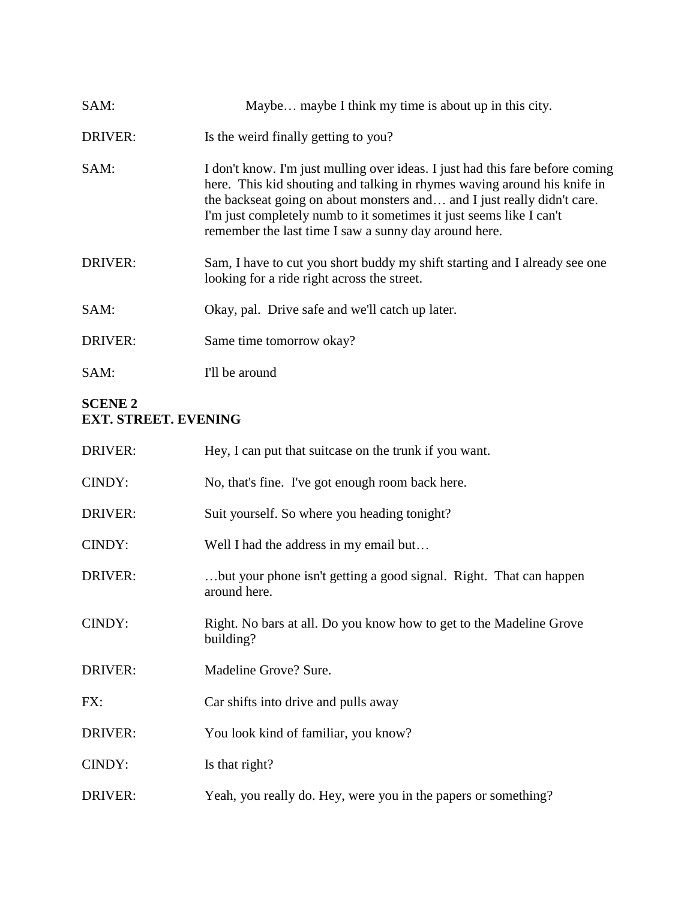SAM: Maybe… maybe I think my time is about up in this city.

DRIVER: Is the weird finally getting to you?

SAM: I don't know. I'm just mulling over ideas. I just had this fare before coming here. This kid shouting and talking in rhymes waving around his knife in the backseat going on about monsters and… and I just really didn't care. I'm just completely numb to it sometimes it just seems like I can't remember the last time I saw a sunny day around here.

DRIVER: Sam, I have to cut you short buddy my shift starting and I already see one looking for a ride right across the street.

SAM: Okay, pal. Drive safe and we'll catch up later.

DRIVER: Same time tomorrow okay?

SAM: I'll be around

**SCENE 2**
**EXT. STREET. EVENING**

DRIVER: Hey, I can put that suitcase on the trunk if you want.

CINDY: No, that's fine. I've got enough room back here.

DRIVER: Suit yourself. So where you heading tonight?

CINDY: Well I had the address in my email but…

DRIVER: …but your phone isn't getting a good signal. Right. That can happen around here.

CINDY: Right. No bars at all. Do you know how to get to the Madeline Grove building?

DRIVER: Madeline Grove? Sure.

FX: Car shifts into drive and pulls away

DRIVER: You look kind of familiar, you know?

CINDY: Is that right?

DRIVER: Yeah, you really do. Hey, were you in the papers or something?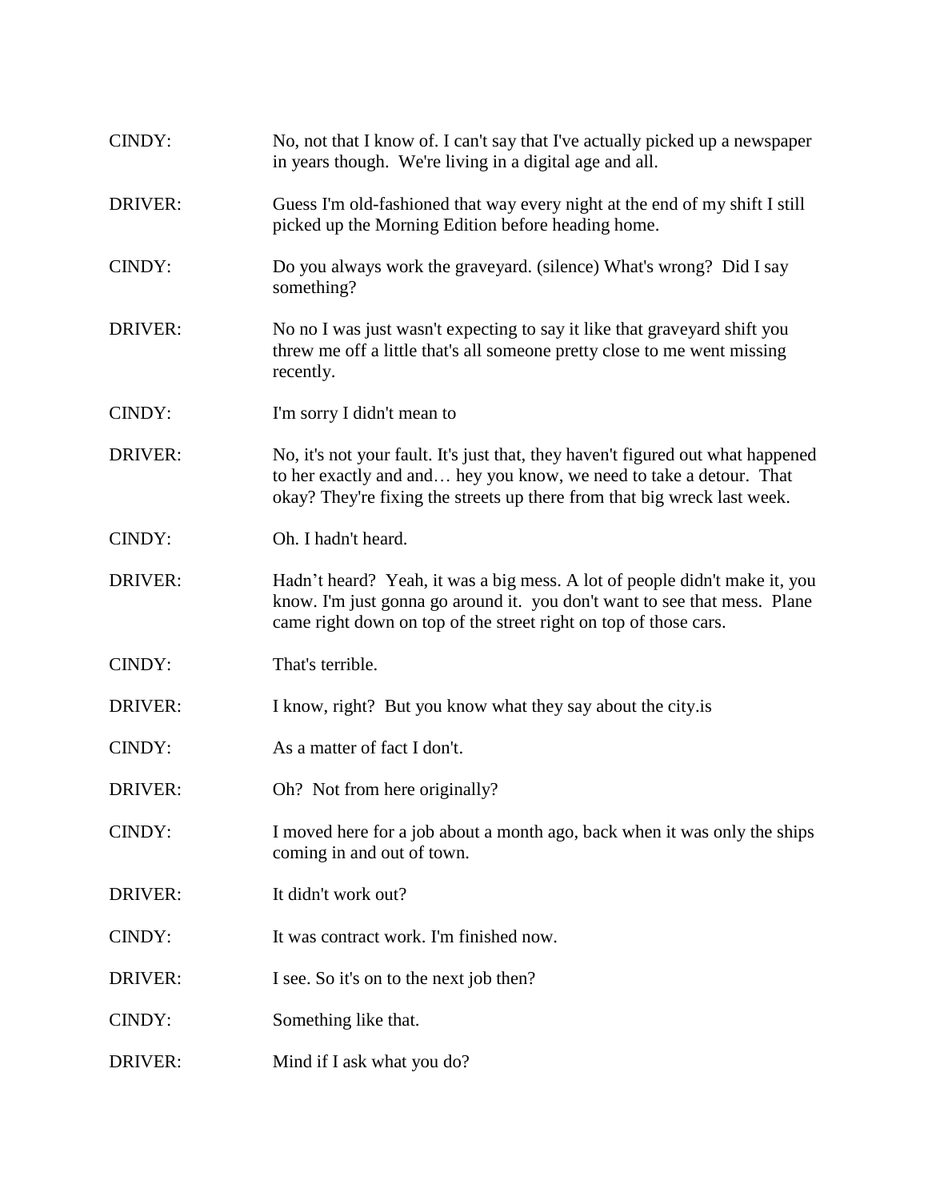CINDY: No, not that I know of. I can't say that I've actually picked up a newspaper in years though. We're living in a digital age and all.

DRIVER: Guess I'm old-fashioned that way every night at the end of my shift I still picked up the Morning Edition before heading home.

CINDY: Do you always work the graveyard. (silence) What's wrong? Did I say something?

DRIVER: No no I was just wasn't expecting to say it like that graveyard shift you threw me off a little that's all someone pretty close to me went missing recently.

CINDY: I'm sorry I didn't mean to

DRIVER: No, it's not your fault. It's just that, they haven't figured out what happened to her exactly and and… hey you know, we need to take a detour. That okay? They're fixing the streets up there from that big wreck last week.

CINDY: Oh. I hadn't heard.

DRIVER: Hadn't heard? Yeah, it was a big mess. A lot of people didn't make it, you know. I'm just gonna go around it. you don't want to see that mess. Plane came right down on top of the street right on top of those cars.

CINDY: That's terrible.

DRIVER: I know, right? But you know what they say about the city.is

CINDY: As a matter of fact I don't.

DRIVER: Oh? Not from here originally?

CINDY: I moved here for a job about a month ago, back when it was only the ships coming in and out of town.

DRIVER: It didn't work out?

CINDY: It was contract work. I'm finished now.

DRIVER: I see. So it's on to the next job then?

CINDY: Something like that.

DRIVER: Mind if I ask what you do?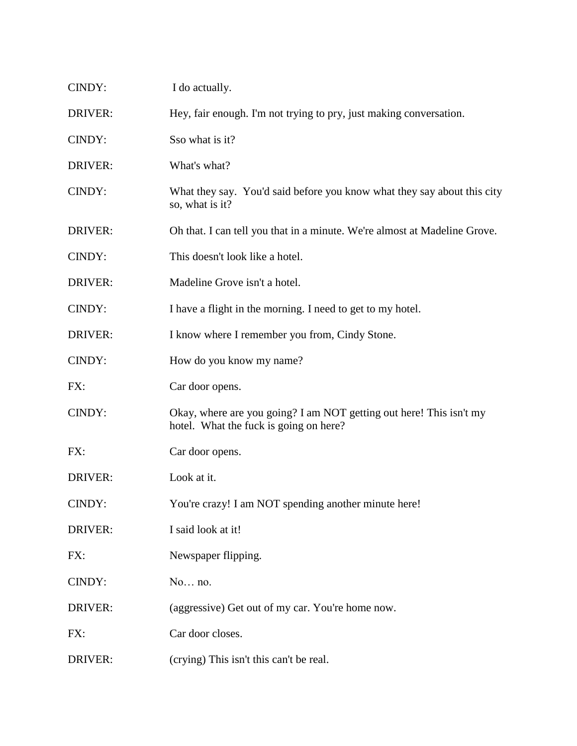CINDY: I do actually.

DRIVER: Hey, fair enough. I'm not trying to pry, just making conversation.

CINDY: Sso what is it?

DRIVER: What's what?

CINDY: What they say. You'd said before you know what they say about this city so, what is it?

DRIVER: Oh that. I can tell you that in a minute. We're almost at Madeline Grove.

CINDY: This doesn't look like a hotel.

DRIVER: Madeline Grove isn't a hotel.

CINDY: I have a flight in the morning. I need to get to my hotel.

DRIVER: I know where I remember you from, Cindy Stone.

CINDY: How do you know my name?

FX: Car door opens.

CINDY: Okay, where are you going? I am NOT getting out here! This isn't my hotel. What the fuck is going on here?

FX: Car door opens.

DRIVER: Look at it.

CINDY: You're crazy! I am NOT spending another minute here!

DRIVER: I said look at it!

FX: Newspaper flipping.

CINDY: No… no.

DRIVER: (aggressive) Get out of my car. You're home now.

FX: Car door closes.

DRIVER: (crying) This isn't this can't be real.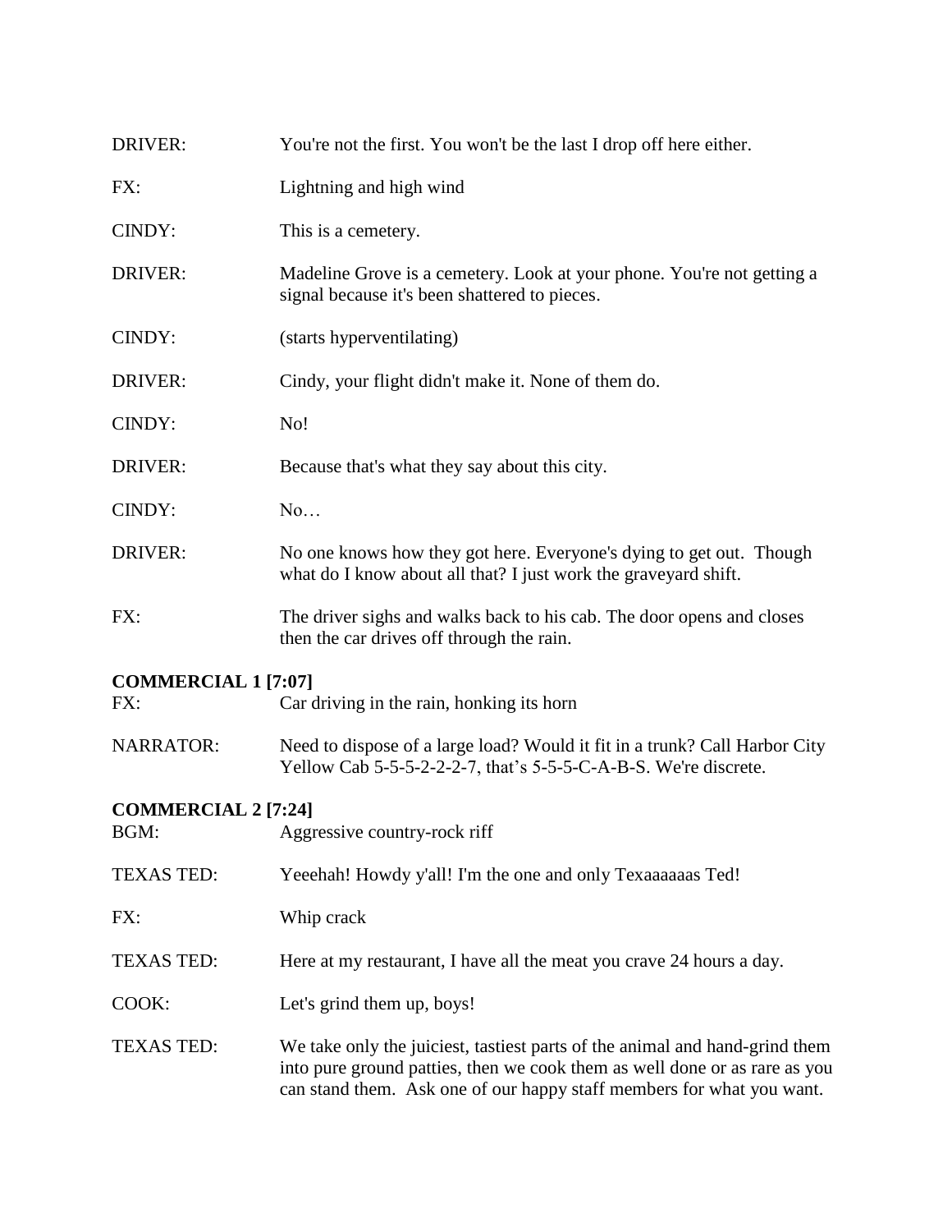DRIVER: You're not the first. You won't be the last I drop off here either.

FX: Lightning and high wind

CINDY: This is a cemetery.

DRIVER: Madeline Grove is a cemetery. Look at your phone. You're not getting a signal because it's been shattered to pieces.

CINDY: (starts hyperventilating)

DRIVER: Cindy, your flight didn't make it. None of them do.

CINDY: No!

DRIVER: Because that's what they say about this city.

CINDY: No…

DRIVER: No one knows how they got here. Everyone's dying to get out. Though what do I know about all that? I just work the graveyard shift.

FX: The driver sighs and walks back to his cab. The door opens and closes then the car drives off through the rain.

**COMMERCIAL 1 [7:07]**

FX: Car driving in the rain, honking its horn

NARRATOR: Need to dispose of a large load? Would it fit in a trunk? Call Harbor City Yellow Cab 5-5-5-2-2-2-7, that's 5-5-5-C-A-B-S. We're discrete.

**COMMERCIAL 2 [7:24]**

BGM: Aggressive country-rock riff

TEXAS TED: Yeeehah! Howdy y'all! I'm the one and only Texaaaaaas Ted!

FX: Whip crack

TEXAS TED: Here at my restaurant, I have all the meat you crave 24 hours a day.

COOK: Let's grind them up, boys!

TEXAS TED: We take only the juiciest, tastiest parts of the animal and hand-grind them into pure ground patties, then we cook them as well done or as rare as you can stand them. Ask one of our happy staff members for what you want.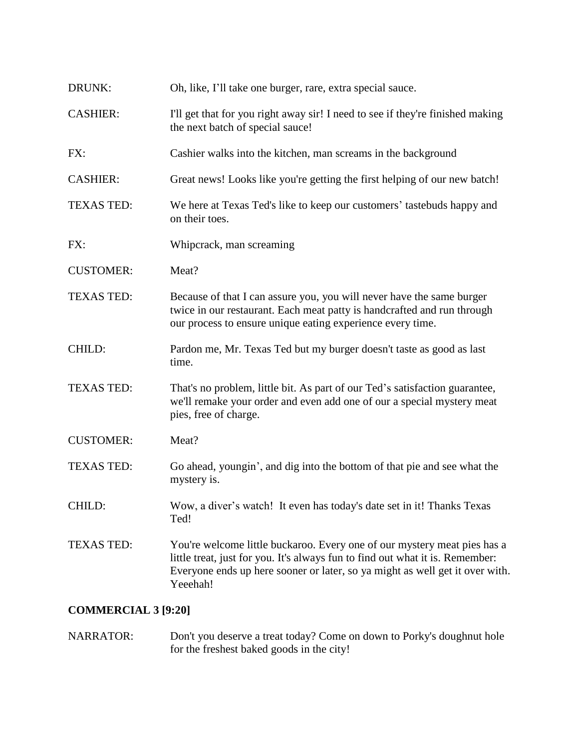DRUNK: Oh, like, I'll take one burger, rare, extra special sauce.

CASHIER: I'll get that for you right away sir! I need to see if they're finished making the next batch of special sauce!

FX: Cashier walks into the kitchen, man screams in the background

CASHIER: Great news! Looks like you're getting the first helping of our new batch!

TEXAS TED: We here at Texas Ted's like to keep our customers' tastebuds happy and on their toes.

FX: Whipcrack, man screaming

CUSTOMER: Meat?

TEXAS TED: Because of that I can assure you, you will never have the same burger twice in our restaurant. Each meat patty is handcrafted and run through our process to ensure unique eating experience every time.

CHILD: Pardon me, Mr. Texas Ted but my burger doesn't taste as good as last time.

TEXAS TED: That's no problem, little bit. As part of our Ted's satisfaction guarantee, we'll remake your order and even add one of our a special mystery meat pies, free of charge.

CUSTOMER: Meat?

TEXAS TED: Go ahead, youngin', and dig into the bottom of that pie and see what the mystery is.

CHILD: Wow, a diver's watch! It even has today's date set in it! Thanks Texas Ted!

TEXAS TED: You're welcome little buckaroo. Every one of our mystery meat pies has a little treat, just for you. It's always fun to find out what it is. Remember: Everyone ends up here sooner or later, so ya might as well get it over with. Yeeehah!

**COMMERCIAL 3 [9:20]**

NARRATOR: Don't you deserve a treat today? Come on down to Porky's doughnut hole for the freshest baked goods in the city!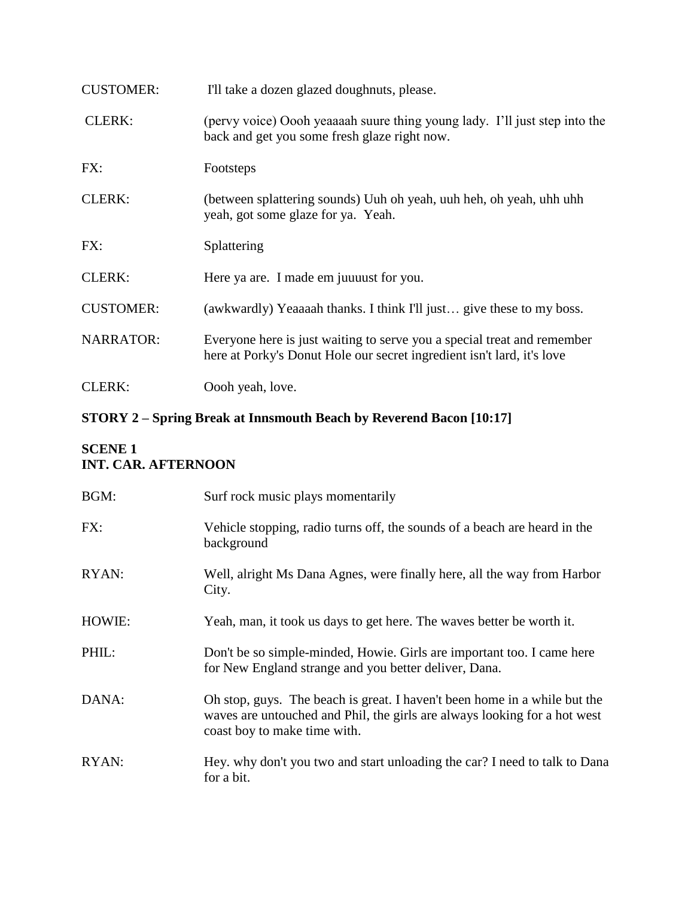CUSTOMER: I'll take a dozen glazed doughnuts, please.

CLERK: (pervy voice) Oooh yeaaaah suure thing young lady. I'll just step into the back and get you some fresh glaze right now.

FX: Footsteps

CLERK: (between splattering sounds) Uuh oh yeah, uuh heh, oh yeah, uhh uhh yeah, got some glaze for ya. Yeah.

FX: Splattering

CLERK: Here ya are. I made em juuuust for you.

CUSTOMER: (awkwardly) Yeaaaah thanks. I think I'll just… give these to my boss.

NARRATOR: Everyone here is just waiting to serve you a special treat and remember here at Porky's Donut Hole our secret ingredient isn't lard, it's love

CLERK: Oooh yeah, love.

**STORY 2 – Spring Break at Innsmouth Beach by Reverend Bacon [10:17]**

**SCENE 1**
**INT. CAR. AFTERNOON**

BGM: Surf rock music plays momentarily

FX: Vehicle stopping, radio turns off, the sounds of a beach are heard in the background

RYAN: Well, alright Ms Dana Agnes, were finally here, all the way from Harbor City.

HOWIE: Yeah, man, it took us days to get here. The waves better be worth it.

PHIL: Don't be so simple-minded, Howie. Girls are important too. I came here for New England strange and you better deliver, Dana.

DANA: Oh stop, guys. The beach is great. I haven't been home in a while but the waves are untouched and Phil, the girls are always looking for a hot west coast boy to make time with.

RYAN: Hey. why don't you two and start unloading the car? I need to talk to Dana for a bit.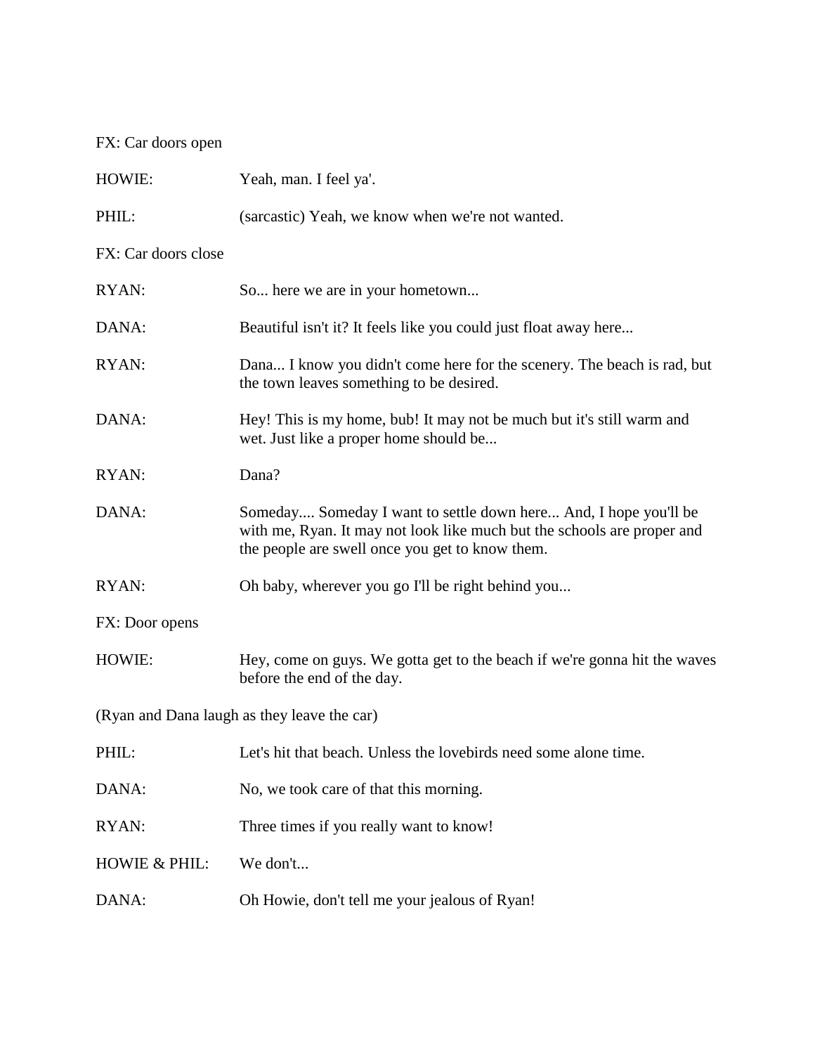FX: Car doors open

HOWIE: Yeah, man. I feel ya'.

PHIL: (sarcastic) Yeah, we know when we're not wanted.

FX: Car doors close

RYAN: So... here we are in your hometown...

DANA: Beautiful isn't it? It feels like you could just float away here...

RYAN: Dana... I know you didn't come here for the scenery. The beach is rad, but the town leaves something to be desired.

DANA: Hey! This is my home, bub! It may not be much but it's still warm and wet. Just like a proper home should be...

RYAN: Dana?

DANA: Someday.... Someday I want to settle down here... And, I hope you'll be with me, Ryan. It may not look like much but the schools are proper and the people are swell once you get to know them.

RYAN: Oh baby, wherever you go I'll be right behind you...

FX: Door opens

HOWIE: Hey, come on guys. We gotta get to the beach if we're gonna hit the waves before the end of the day.

(Ryan and Dana laugh as they leave the car)

PHIL: Let's hit that beach. Unless the lovebirds need some alone time.

DANA: No, we took care of that this morning.

RYAN: Three times if you really want to know!

HOWIE & PHIL: We don't...

DANA: Oh Howie, don't tell me your jealous of Ryan!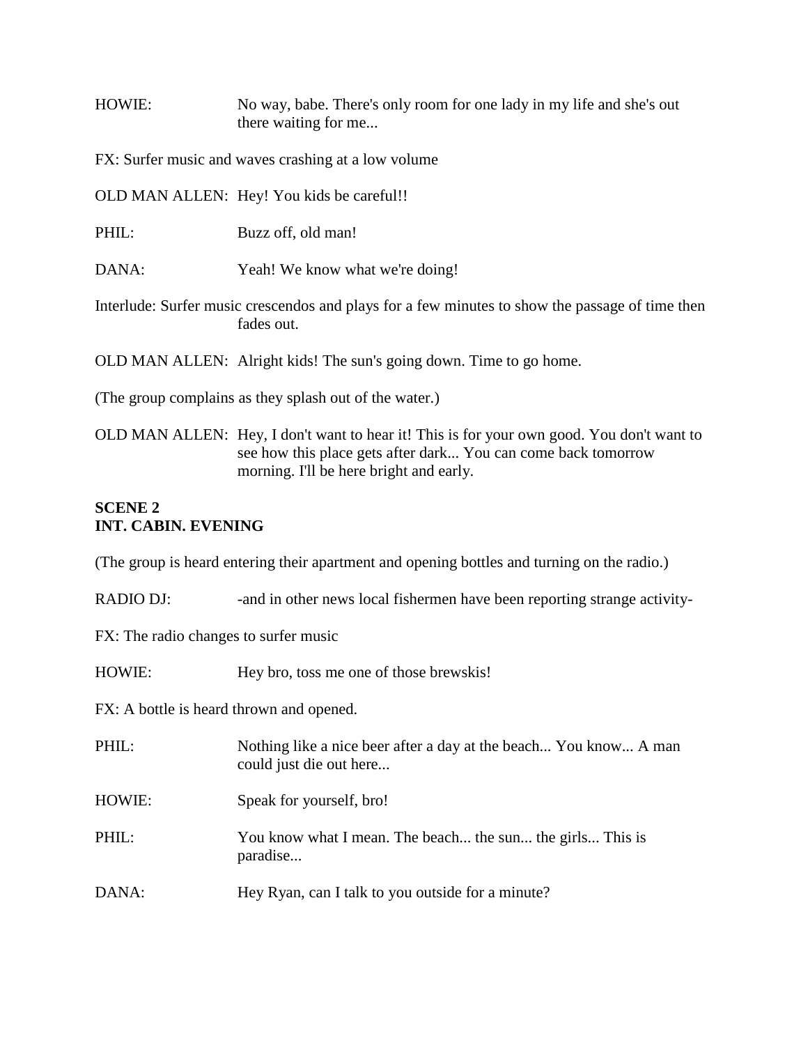HOWIE: No way, babe. There's only room for one lady in my life and she's out there waiting for me...

FX: Surfer music and waves crashing at a low volume

OLD MAN ALLEN: Hey! You kids be careful!!

PHIL: Buzz off, old man!

DANA: Yeah! We know what we're doing!

Interlude: Surfer music crescendos and plays for a few minutes to show the passage of time then fades out.

OLD MAN ALLEN: Alright kids! The sun's going down. Time to go home.

(The group complains as they splash out of the water.)

OLD MAN ALLEN: Hey, I don't want to hear it! This is for your own good. You don't want to see how this place gets after dark... You can come back tomorrow morning. I'll be here bright and early.

**SCENE 2**
**INT. CABIN. EVENING**

(The group is heard entering their apartment and opening bottles and turning on the radio.)

RADIO DJ: -and in other news local fishermen have been reporting strange activity-

FX: The radio changes to surfer music

HOWIE: Hey bro, toss me one of those brewskis!

FX: A bottle is heard thrown and opened.

PHIL: Nothing like a nice beer after a day at the beach... You know... A man could just die out here...

HOWIE: Speak for yourself, bro!

PHIL: You know what I mean. The beach... the sun... the girls... This is paradise...

DANA: Hey Ryan, can I talk to you outside for a minute?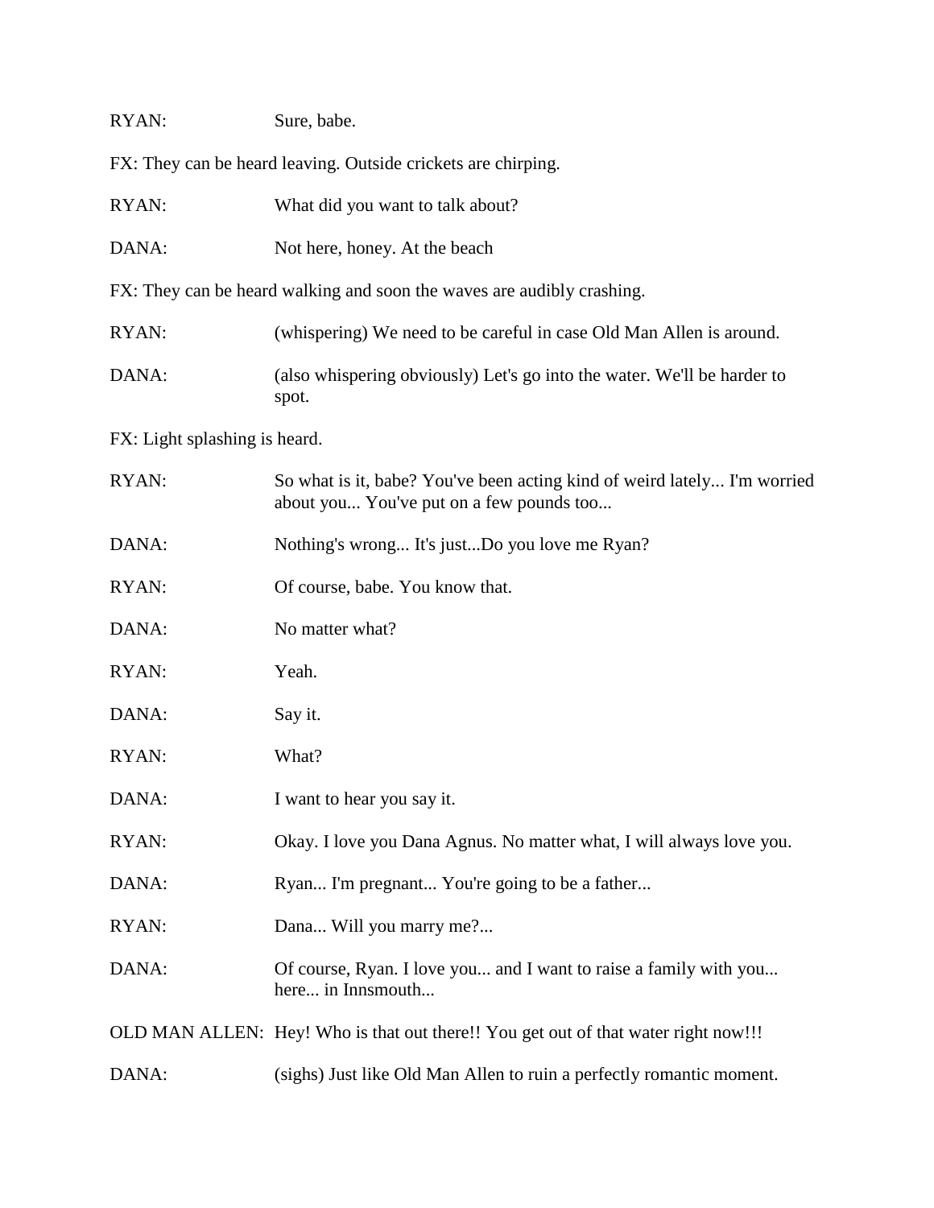RYAN: Sure, babe.

FX: They can be heard leaving. Outside crickets are chirping.

RYAN: What did you want to talk about?

DANA: Not here, honey. At the beach

FX: They can be heard walking and soon the waves are audibly crashing.

RYAN: (whispering) We need to be careful in case Old Man Allen is around.

DANA: (also whispering obviously) Let's go into the water. We'll be harder to spot.

FX: Light splashing is heard.

RYAN: So what is it, babe? You've been acting kind of weird lately... I'm worried about you... You've put on a few pounds too...

DANA: Nothing's wrong... It's just...Do you love me Ryan?

RYAN: Of course, babe. You know that.

DANA: No matter what?

RYAN: Yeah.

DANA: Say it.

RYAN: What?

DANA: I want to hear you say it.

RYAN: Okay. I love you Dana Agnus. No matter what, I will always love you.

DANA: Ryan... I'm pregnant... You're going to be a father...

RYAN: Dana... Will you marry me?...

DANA: Of course, Ryan. I love you... and I want to raise a family with you... here... in Innsmouth...

OLD MAN ALLEN: Hey! Who is that out there!! You get out of that water right now!!!

DANA: (sighs) Just like Old Man Allen to ruin a perfectly romantic moment.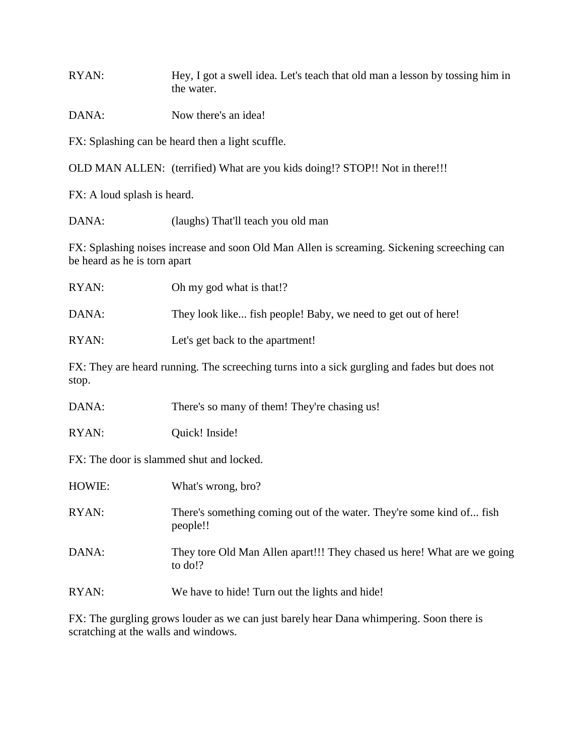RYAN: Hey, I got a swell idea. Let's teach that old man a lesson by tossing him in the water.

DANA: Now there's an idea!

FX: Splashing can be heard then a light scuffle.

OLD MAN ALLEN: (terrified) What are you kids doing!? STOP!! Not in there!!!

FX: A loud splash is heard.

DANA: (laughs) That'll teach you old man

FX: Splashing noises increase and soon Old Man Allen is screaming. Sickening screeching can be heard as he is torn apart

RYAN: Oh my god what is that!?

DANA: They look like... fish people! Baby, we need to get out of here!

RYAN: Let's get back to the apartment!

FX: They are heard running. The screeching turns into a sick gurgling and fades but does not stop.

DANA: There's so many of them! They're chasing us!

RYAN: Quick! Inside!

FX: The door is slammed shut and locked.

HOWIE: What's wrong, bro?

RYAN: There's something coming out of the water. They're some kind of... fish people!!

DANA: They tore Old Man Allen apart!!! They chased us here! What are we going to do!?

RYAN: We have to hide! Turn out the lights and hide!

FX: The gurgling grows louder as we can just barely hear Dana whimpering. Soon there is scratching at the walls and windows.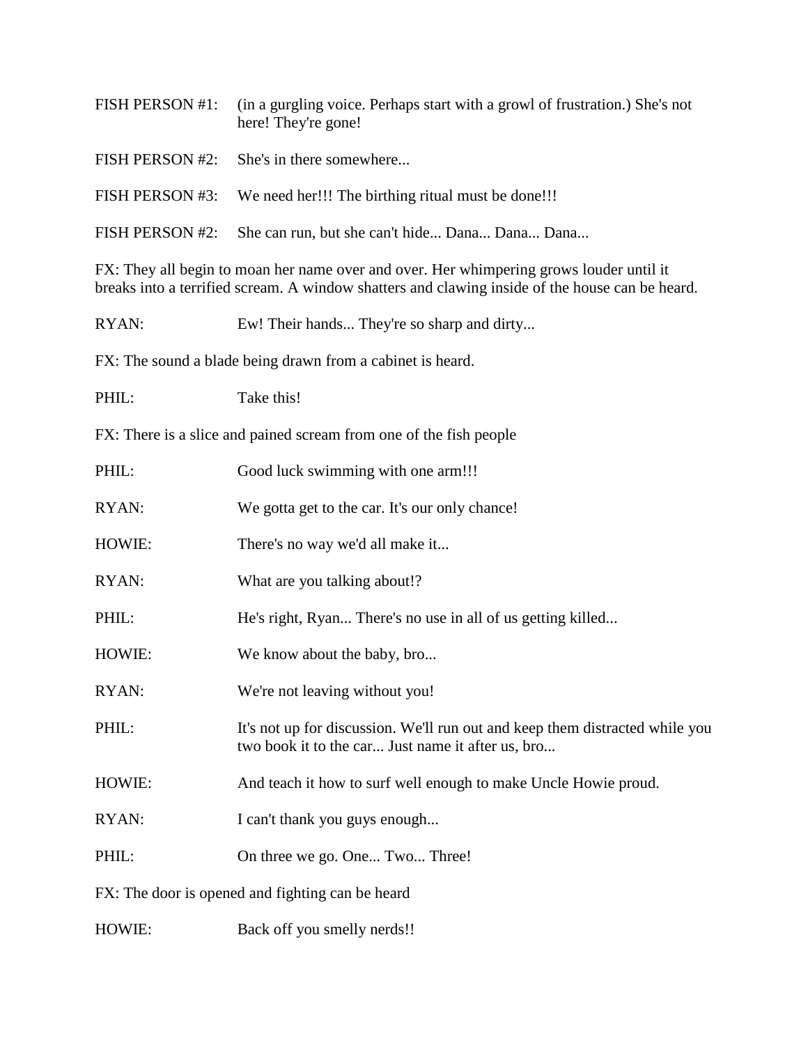FISH PERSON #1: (in a gurgling voice. Perhaps start with a growl of frustration.) She's not here! They're gone!

FISH PERSON #2: She's in there somewhere...

FISH PERSON #3: We need her!!! The birthing ritual must be done!!!

FISH PERSON #2: She can run, but she can't hide... Dana... Dana... Dana...

FX: They all begin to moan her name over and over. Her whimpering grows louder until it breaks into a terrified scream. A window shatters and clawing inside of the house can be heard.

RYAN: Ew! Their hands... They're so sharp and dirty...

FX: The sound a blade being drawn from a cabinet is heard.

PHIL: Take this!

FX: There is a slice and pained scream from one of the fish people

PHIL: Good luck swimming with one arm!!!

RYAN: We gotta get to the car. It's our only chance!

HOWIE: There's no way we'd all make it...

RYAN: What are you talking about!?

PHIL: He's right, Ryan... There's no use in all of us getting killed...

HOWIE: We know about the baby, bro...

RYAN: We're not leaving without you!

PHIL: It's not up for discussion. We'll run out and keep them distracted while you two book it to the car... Just name it after us, bro...

HOWIE: And teach it how to surf well enough to make Uncle Howie proud.

RYAN: I can't thank you guys enough...

PHIL: On three we go. One... Two... Three!

FX: The door is opened and fighting can be heard

HOWIE: Back off you smelly nerds!!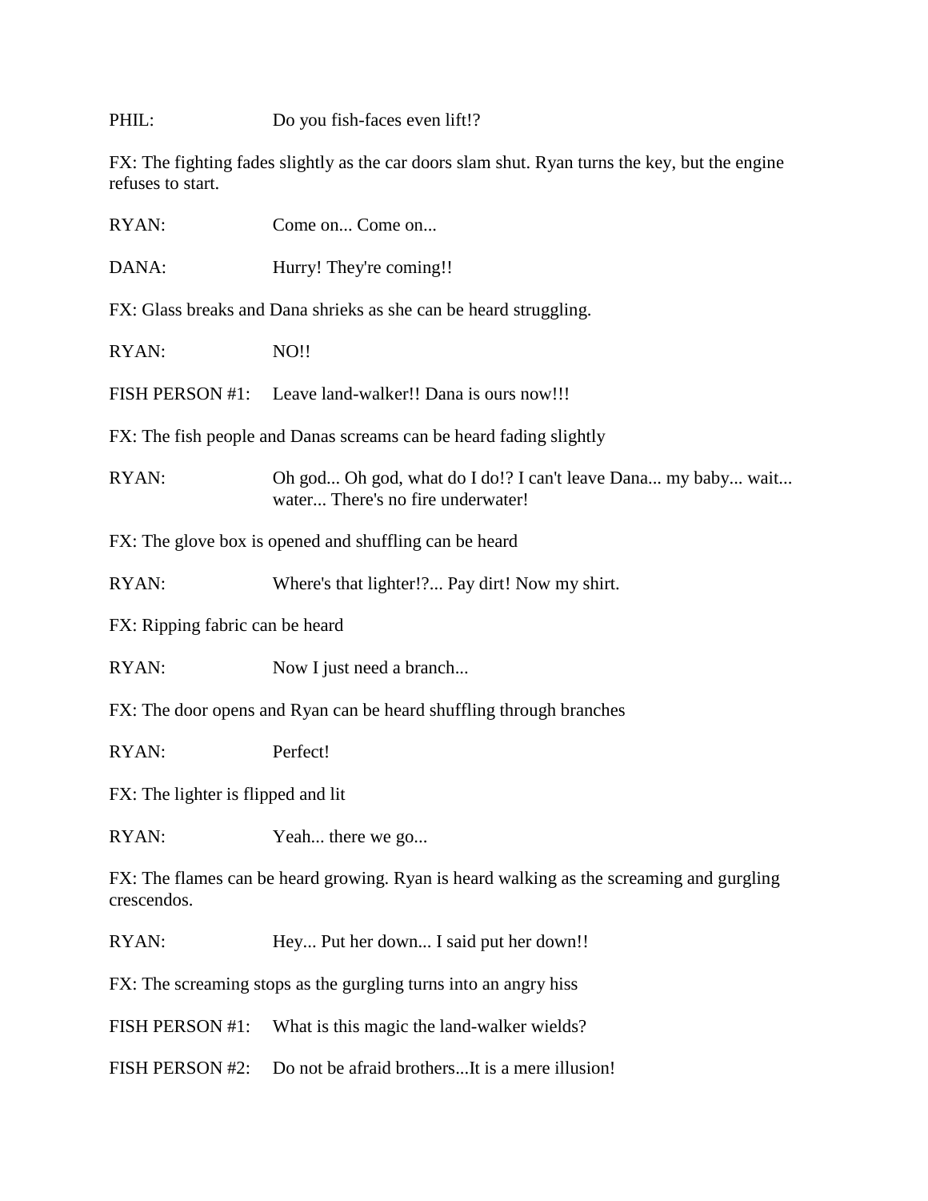PHIL: Do you fish-faces even lift!?

FX: The fighting fades slightly as the car doors slam shut. Ryan turns the key, but the engine refuses to start.

RYAN: Come on... Come on...

DANA: Hurry! They're coming!!

FX: Glass breaks and Dana shrieks as she can be heard struggling.

RYAN: NO!!

FISH PERSON #1: Leave land-walker!! Dana is ours now!!!

FX: The fish people and Danas screams can be heard fading slightly

RYAN: Oh god... Oh god, what do I do!? I can't leave Dana... my baby... wait... water... There's no fire underwater!

FX: The glove box is opened and shuffling can be heard

RYAN: Where's that lighter!?... Pay dirt! Now my shirt.

FX: Ripping fabric can be heard

RYAN: Now I just need a branch...

FX: The door opens and Ryan can be heard shuffling through branches

RYAN: Perfect!

FX: The lighter is flipped and lit

RYAN: Yeah... there we go...

FX: The flames can be heard growing. Ryan is heard walking as the screaming and gurgling crescendos.

RYAN: Hey... Put her down... I said put her down!!

FX: The screaming stops as the gurgling turns into an angry hiss

FISH PERSON #1: What is this magic the land-walker wields?

FISH PERSON #2: Do not be afraid brothers...It is a mere illusion!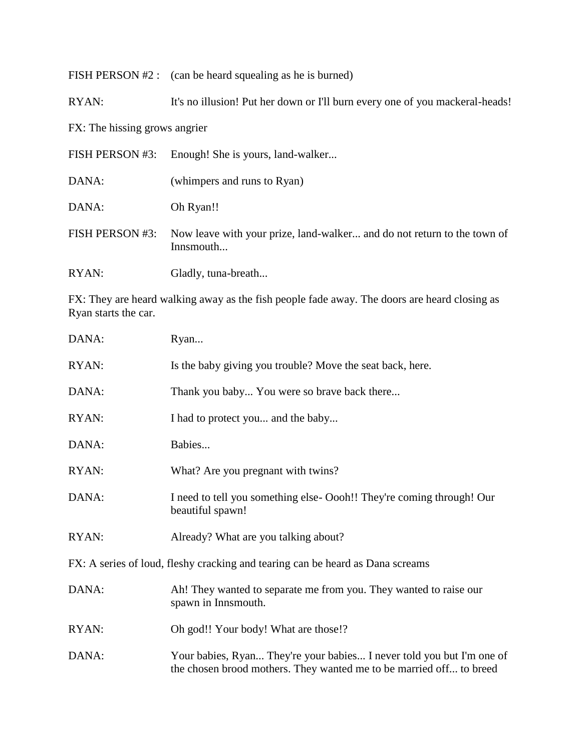FISH PERSON #2 : (can be heard squealing as he is burned)

RYAN: It's no illusion! Put her down or I'll burn every one of you mackeral-heads!

FX: The hissing grows angrier

FISH PERSON #3: Enough! She is yours, land-walker...

DANA: (whimpers and runs to Ryan)

DANA: Oh Ryan!!

FISH PERSON #3: Now leave with your prize, land-walker... and do not return to the town of Innsmouth...

RYAN: Gladly, tuna-breath...

FX: They are heard walking away as the fish people fade away. The doors are heard closing as Ryan starts the car.

DANA: Ryan...

RYAN: Is the baby giving you trouble? Move the seat back, here.

DANA: Thank you baby... You were so brave back there...

RYAN: I had to protect you... and the baby...

DANA: Babies...

RYAN: What? Are you pregnant with twins?

DANA: I need to tell you something else- Oooh!! They're coming through! Our beautiful spawn!

RYAN: Already? What are you talking about?

FX: A series of loud, fleshy cracking and tearing can be heard as Dana screams

DANA: Ah! They wanted to separate me from you. They wanted to raise our spawn in Innsmouth.

RYAN: Oh god!! Your body! What are those!?

DANA: Your babies, Ryan... They're your babies... I never told you but I'm one of the chosen brood mothers. They wanted me to be married off... to breed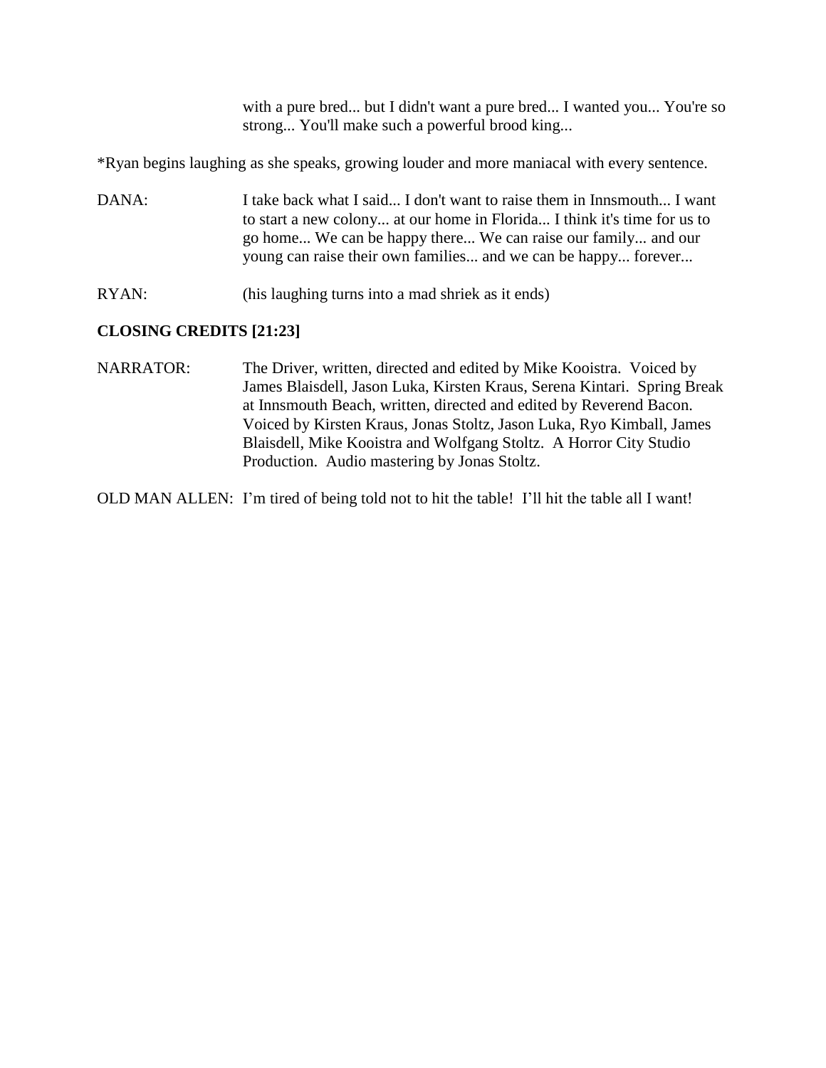with a pure bred... but I didn't want a pure bred... I wanted you... You're so strong... You'll make such a powerful brood king...

*Ryan begins laughing as she speaks, growing louder and more maniacal with every sentence.

DANA: I take back what I said... I don't want to raise them in Innsmouth... I want to start a new colony... at our home in Florida... I think it's time for us to go home... We can be happy there... We can raise our family... and our young can raise their own families... and we can be happy... forever...

RYAN: (his laughing turns into a mad shriek as it ends)

**CLOSING CREDITS [21:23]**

NARRATOR: The Driver, written, directed and edited by Mike Kooistra. Voiced by James Blaisdell, Jason Luka, Kirsten Kraus, Serena Kintari. Spring Break at Innsmouth Beach, written, directed and edited by Reverend Bacon. Voiced by Kirsten Kraus, Jonas Stoltz, Jason Luka, Ryo Kimball, James Blaisdell, Mike Kooistra and Wolfgang Stoltz. A Horror City Studio Production. Audio mastering by Jonas Stoltz.

OLD MAN ALLEN: I'm tired of being told not to hit the table! I'll hit the table all I want!